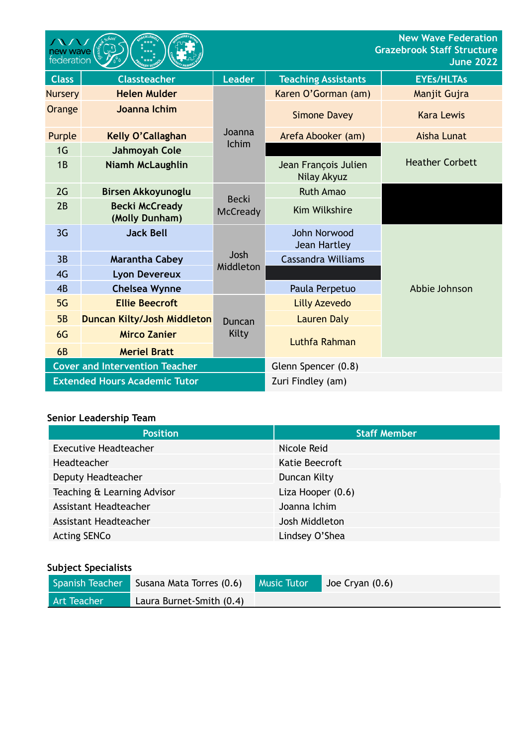# New Wave Federation
## Grazebrook Staff Structure
## June 2022

| Class | Classteacher | Leader | Teaching Assistants | EYEs/HLTAs |
|---|---|---|---|---|
| Nursery | **Helen Mulder** | Joanna Ichim | Karen O'Gorman (am) | Manjit Gujra |
| Orange | **Joanna Ichim** | | Simone Davey | Kara Lewis |
| Purple | **Kelly O'Callaghan** | | Arefa Abooker (am) | Aisha Lunat |
| 1G | **Jahmoyah Cole** | | | Heather Corbett |
| 1B | **Niamh McLaughlin** | | Jean François Julien<br>Nilay Akyuz | |
| 2G | **Birsen Akkoyunoglu** | Becki McCready | Ruth Amao | |
| 2B | **Becki McCready (Molly Dunham)** | | Kim Wilkshire | |
| 3G | **Jack Bell** | Josh Middleton | John Norwood<br>Jean Hartley | Abbie Johnson |
| 3B | **Marantha Cabey** | | Cassandra Williams | |
| 4G | **Lyon Devereux** | | | |
| 4B | **Chelsea Wynne** | | Paula Perpetuo | |
| 5G | **Ellie Beecroft** | Duncan Kilty | Lilly Azevedo | |
| 5B | **Duncan Kilty/Josh Middleton** | | Lauren Daly | |
| 6G | **Mirco Zanier** | | Luthfa Rahman | |
| 6B | **Meriel Bratt** | | | |
| Cover and Intervention Teacher | | | Glenn Spencer (0.8) | |
| Extended Hours Academic Tutor | | | Zuri Findley (am) | |

### Senior Leadership Team

| Position | Staff Member |
|---|---|
| Executive Headteacher | Nicole Reid |
| Headteacher | Katie Beecroft |
| Deputy Headteacher | Duncan Kilty |
| Teaching & Learning Advisor | Liza Hooper (0.6) |
| Assistant Headteacher | Joanna Ichim |
| Assistant Headteacher | Josh Middleton |
| Acting SENCo | Lindsey O'Shea |

### Subject Specialists

| | | | |
|---|---|---|---|
| Spanish Teacher | Susana Mata Torres (0.6) | Music Tutor | Joe Cryan (0.6) |
| Art Teacher | Laura Burnet-Smith (0.4) | | |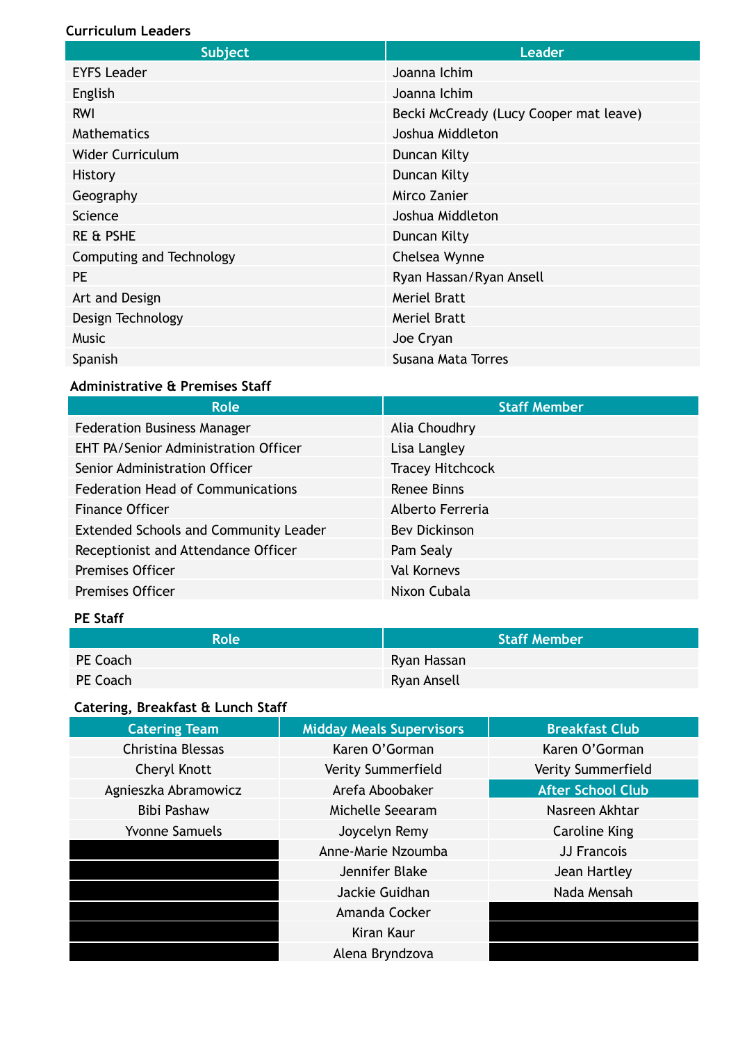**Curriculum Leaders**

| Subject | Leader |
|---|---|
| EYFS Leader | Joanna Ichim |
| English | Joanna Ichim |
| RWI | Becki McCready (Lucy Cooper mat leave) |
| Mathematics | Joshua Middleton |
| Wider Curriculum | Duncan Kilty |
| History | Duncan Kilty |
| Geography | Mirco Zanier |
| Science | Joshua Middleton |
| RE & PSHE | Duncan Kilty |
| Computing and Technology | Chelsea Wynne |
| PE | Ryan Hassan/Ryan Ansell |
| Art and Design | Meriel Bratt |
| Design Technology | Meriel Bratt |
| Music | Joe Cryan |
| Spanish | Susana Mata Torres |

**Administrative & Premises Staff**

| Role | Staff Member |
|---|---|
| Federation Business Manager | Alia Choudhry |
| EHT PA/Senior Administration Officer | Lisa Langley |
| Senior Administration Officer | Tracey Hitchcock |
| Federation Head of Communications | Renee Binns |
| Finance Officer | Alberto Ferreria |
| Extended Schools and Community Leader | Bev Dickinson |
| Receptionist and Attendance Officer | Pam Sealy |
| Premises Officer | Val Kornevs |
| Premises Officer | Nixon Cubala |

**PE Staff**

| Role | Staff Member |
|---|---|
| PE Coach | Ryan Hassan |
| PE Coach | Ryan Ansell |

**Catering, Breakfast & Lunch Staff**

| Catering Team | Midday Meals Supervisors | Breakfast Club |
|---|---|---|
| Christina Blessas | Karen O'Gorman | Karen O'Gorman |
| Cheryl Knott | Verity Summerfield | Verity Summerfield |
| Agnieszka Abramowicz | Arefa Aboobaker | **After School Club** |
| Bibi Pashaw | Michelle Seearam | Nasreen Akhtar |
| Yvonne Samuels | Joycelyn Remy | Caroline King |
| | Anne-Marie Nzoumba | JJ Francois |
| | Jennifer Blake | Jean Hartley |
| | Jackie Guidhan | Nada Mensah |
| | Amanda Cocker | |
| | Kiran Kaur | |
| | Alena Bryndzova | |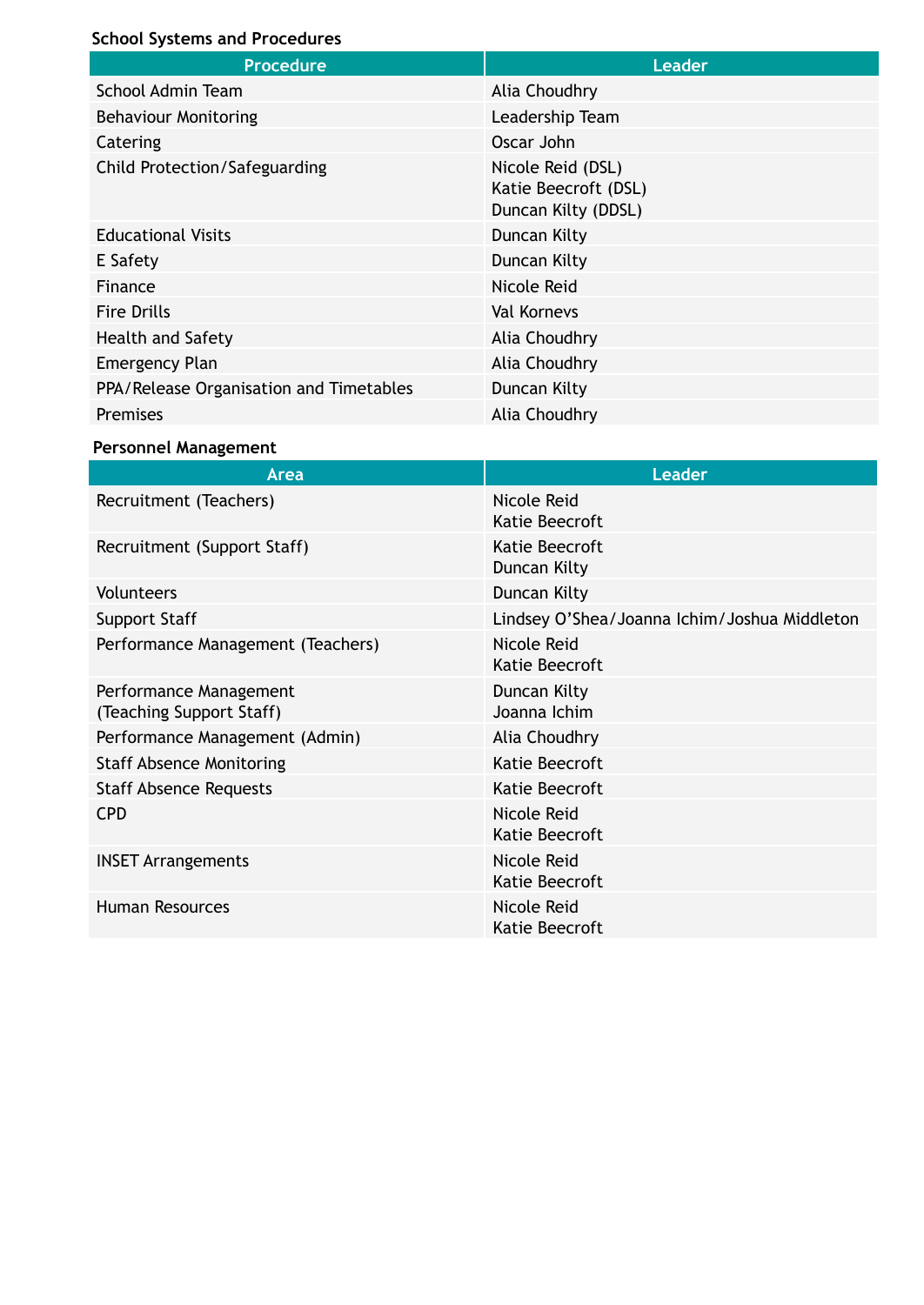**School Systems and Procedures**

| Procedure | Leader |
| --- | --- |
| School Admin Team | Alia Choudhry |
| Behaviour Monitoring | Leadership Team |
| Catering | Oscar John |
| Child Protection/Safeguarding | Nicole Reid (DSL)<br>Katie Beecroft (DSL)<br>Duncan Kilty (DDSL) |
| Educational Visits | Duncan Kilty |
| E Safety | Duncan Kilty |
| Finance | Nicole Reid |
| Fire Drills | Val Kornevs |
| Health and Safety | Alia Choudhry |
| Emergency Plan | Alia Choudhry |
| PPA/Release Organisation and Timetables | Duncan Kilty |
| Premises | Alia Choudhry |

**Personnel Management**

| Area | Leader |
| --- | --- |
| Recruitment (Teachers) | Nicole Reid<br>Katie Beecroft |
| Recruitment (Support Staff) | Katie Beecroft<br>Duncan Kilty |
| Volunteers | Duncan Kilty |
| Support Staff | Lindsey O'Shea/Joanna Ichim/Joshua Middleton |
| Performance Management (Teachers) | Nicole Reid<br>Katie Beecroft |
| Performance Management (Teaching Support Staff) | Duncan Kilty<br>Joanna Ichim |
| Performance Management (Admin) | Alia Choudhry |
| Staff Absence Monitoring | Katie Beecroft |
| Staff Absence Requests | Katie Beecroft |
| CPD | Nicole Reid<br>Katie Beecroft |
| INSET Arrangements | Nicole Reid<br>Katie Beecroft |
| Human Resources | Nicole Reid<br>Katie Beecroft |